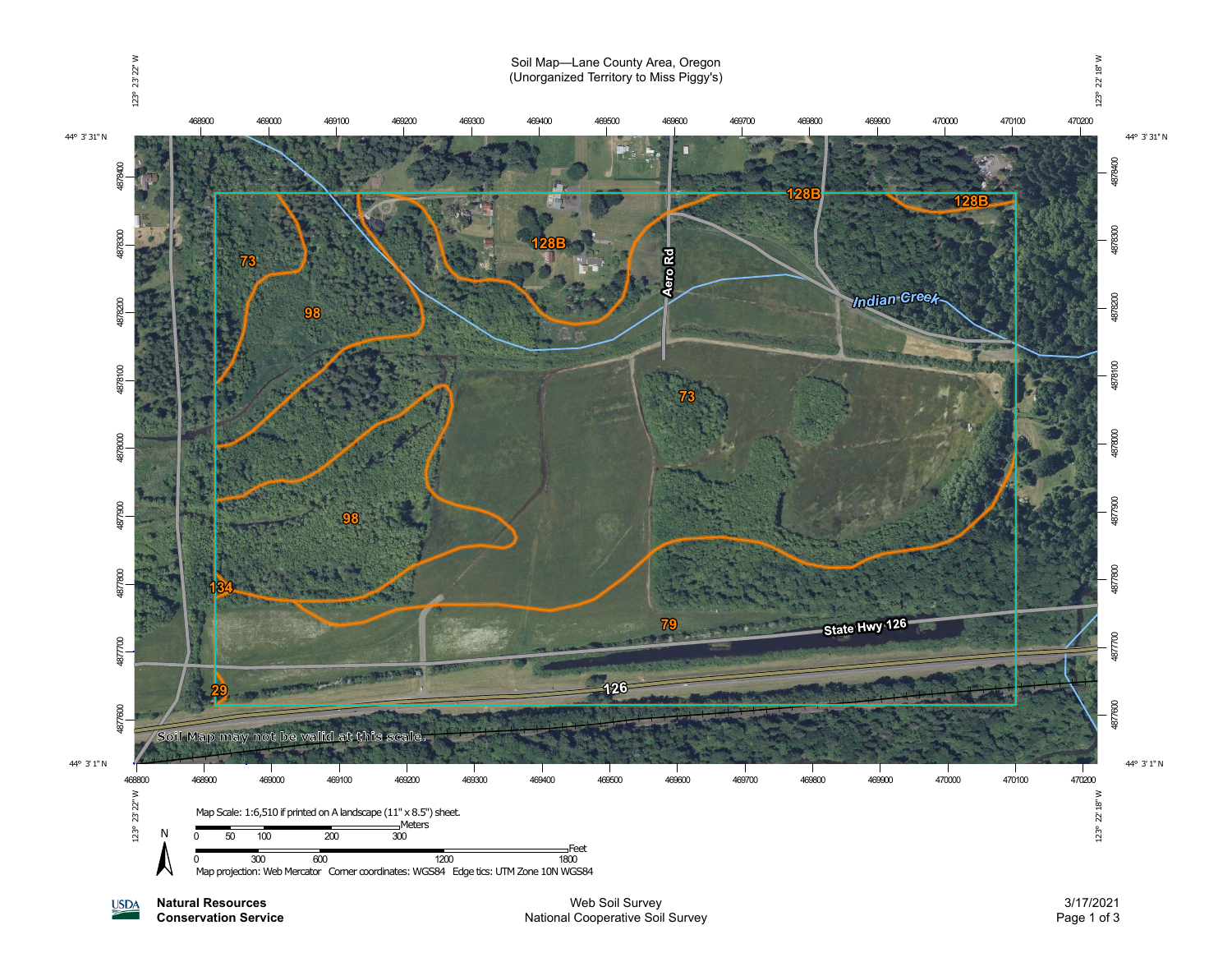# Soil Map—Lane County Area, Oregon
(Unorganized Territory to Miss Piggy's)

123° 23' 22" W | 123° 22' 18" W

44° 3' 31" N

44° 3' 1" N

Map labels: 73, 98, 128B, 128B, 128B, 73, 98, 134, 79, 29, Aero Rd, Indian Creek, State Hwy 126, 126

Soil Map may not be valid at this scale.

Map Scale: 1:6,510 if printed on A landscape (11" x 8.5") sheet.

Meters: 0, 50, 100, 200, 300

Feet: 0, 300, 600, 1200, 1800

N

Map projection: Web Mercator Corner coordinates: WGS84 Edge tics: UTM Zone 10N WGS84

USDA **Natural Resources Conservation Service**

Web Soil Survey
National Cooperative Soil Survey

3/17/2021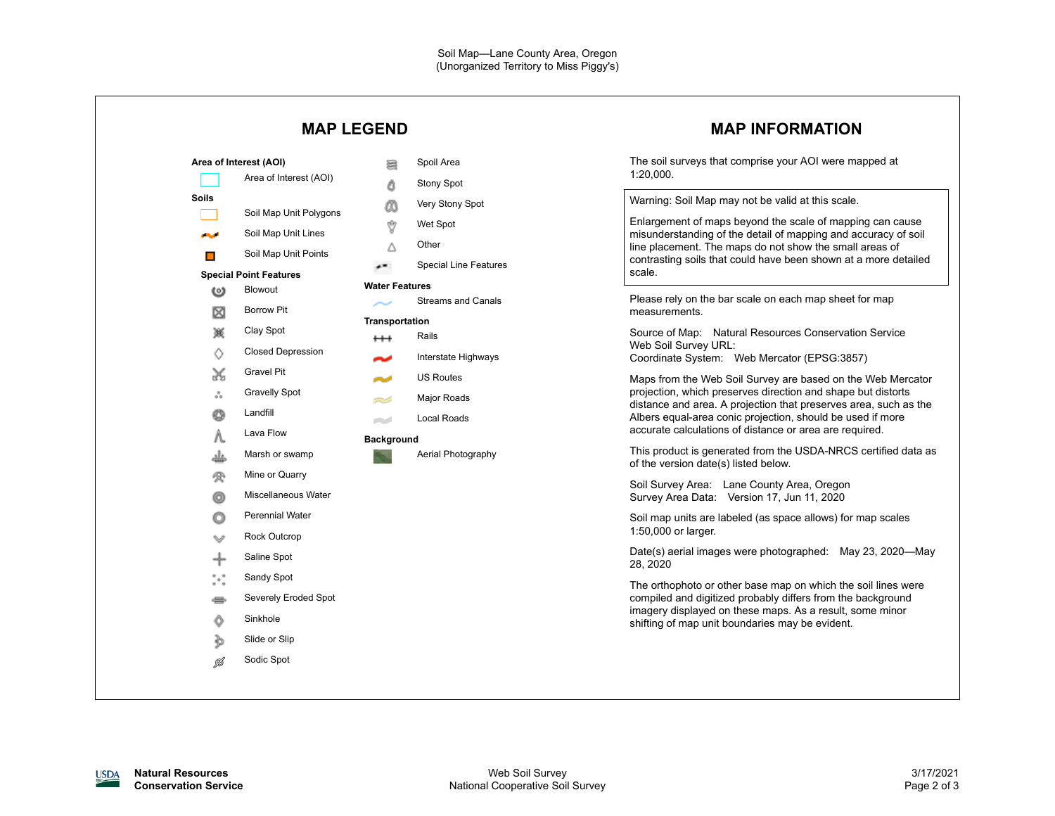Soil Map—Lane County Area, Oregon
(Unorganized Territory to Miss Piggy's)

## MAP LEGEND

**Area of Interest (AOI)**

- Area of Interest (AOI)

**Soils**

- Soil Map Unit Polygons
- Soil Map Unit Lines
- Soil Map Unit Points

**Special Point Features**

- Blowout
- Borrow Pit
- Clay Spot
- Closed Depression
- Gravel Pit
- Gravelly Spot
- Landfill
- Lava Flow
- Marsh or swamp
- Mine or Quarry
- Miscellaneous Water
- Perennial Water
- Rock Outcrop
- Saline Spot
- Sandy Spot
- Severely Eroded Spot
- Sinkhole
- Slide or Slip
- Sodic Spot
- Spoil Area
- Stony Spot
- Very Stony Spot
- Wet Spot
- Other
- Special Line Features

**Water Features**

- Streams and Canals

**Transportation**

- Rails
- Interstate Highways
- US Routes
- Major Roads
- Local Roads

**Background**

- Aerial Photography

## MAP INFORMATION

The soil surveys that comprise your AOI were mapped at 1:20,000.

Warning: Soil Map may not be valid at this scale.

Enlargement of maps beyond the scale of mapping can cause misunderstanding of the detail of mapping and accuracy of soil line placement. The maps do not show the small areas of contrasting soils that could have been shown at a more detailed scale.

Please rely on the bar scale on each map sheet for map measurements.

Source of Map: Natural Resources Conservation Service
Web Soil Survey URL:
Coordinate System: Web Mercator (EPSG:3857)

Maps from the Web Soil Survey are based on the Web Mercator projection, which preserves direction and shape but distorts distance and area. A projection that preserves area, such as the Albers equal-area conic projection, should be used if more accurate calculations of distance or area are required.

This product is generated from the USDA-NRCS certified data as of the version date(s) listed below.

Soil Survey Area: Lane County Area, Oregon
Survey Area Data: Version 17, Jun 11, 2020

Soil map units are labeled (as space allows) for map scales 1:50,000 or larger.

Date(s) aerial images were photographed: May 23, 2020—May 28, 2020

The orthophoto or other base map on which the soil lines were compiled and digitized probably differs from the background imagery displayed on these maps. As a result, some minor shifting of map unit boundaries may be evident.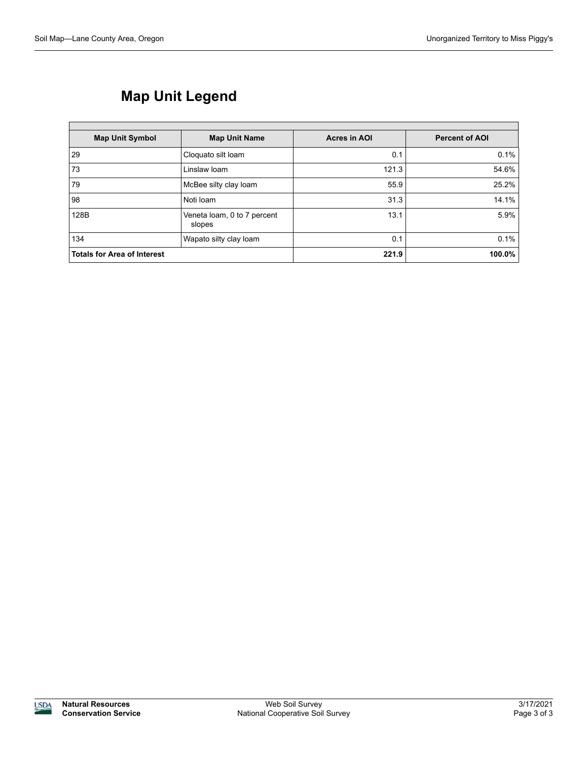## Map Unit Legend

| Map Unit Symbol | Map Unit Name | Acres in AOI | Percent of AOI |
|---|---|---|---|
| 29 | Cloquato silt loam | 0.1 | 0.1% |
| 73 | Linslaw loam | 121.3 | 54.6% |
| 79 | McBee silty clay loam | 55.9 | 25.2% |
| 98 | Noti loam | 31.3 | 14.1% |
| 128B | Veneta loam, 0 to 7 percent slopes | 13.1 | 5.9% |
| 134 | Wapato silty clay loam | 0.1 | 0.1% |
| **Totals for Area of Interest** | | **221.9** | **100.0%** |